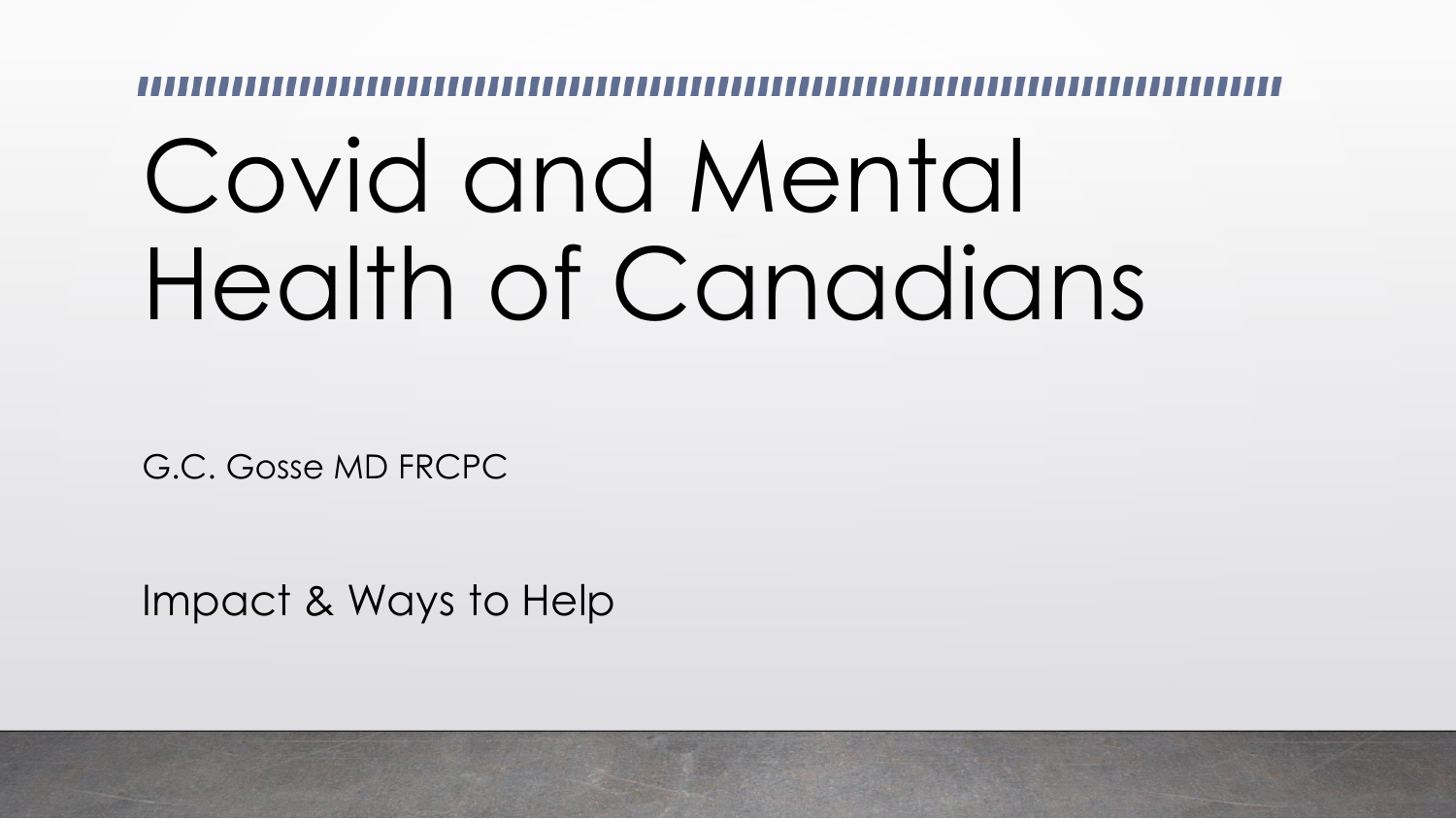# Covid and Mental Health of Canadians

G.C. Gosse MD FRCPC

Impact & Ways to Help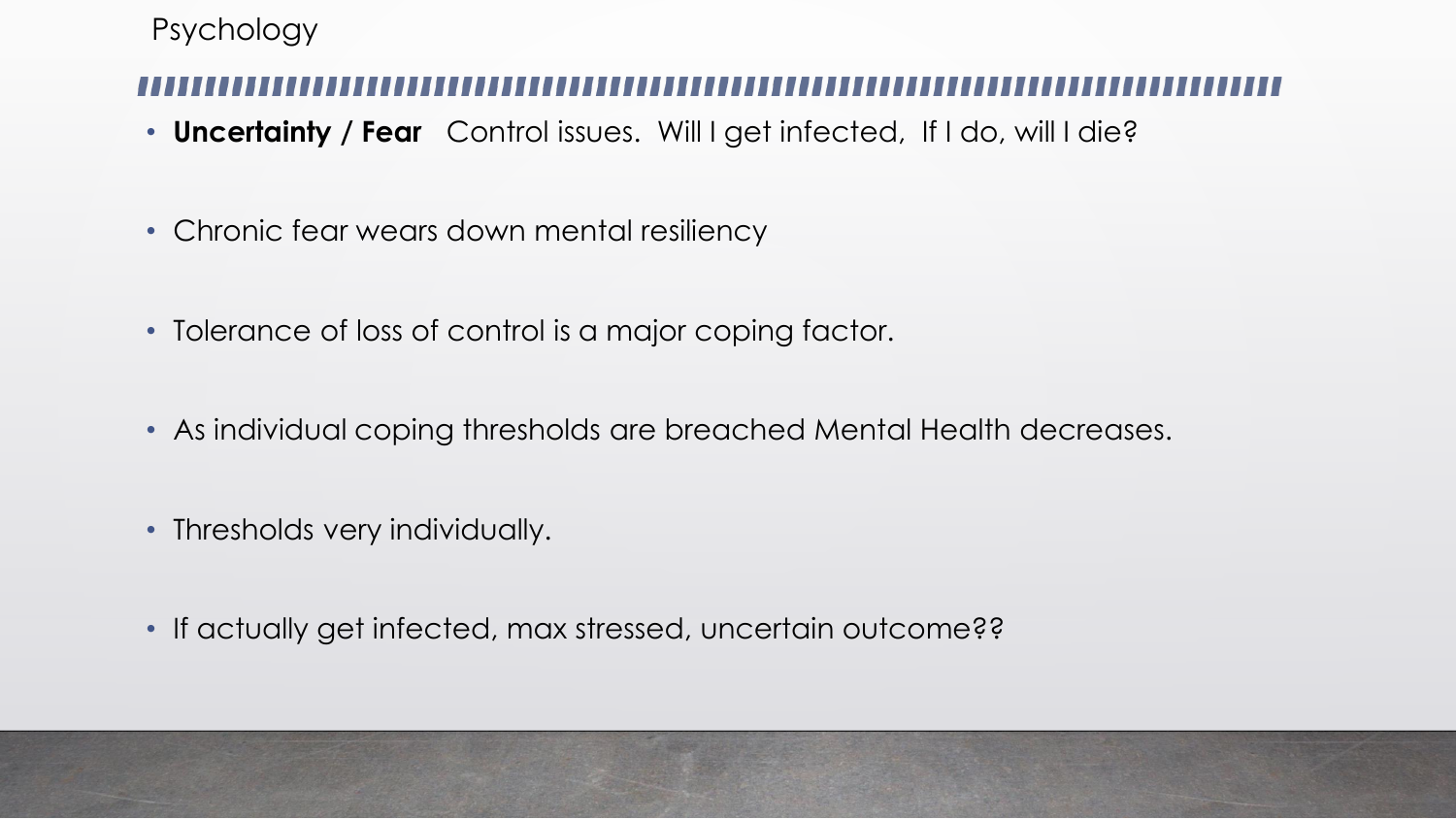# Psychology

- **Uncertainty / Fear** Control issues. Will I get infected, If I do, will I die?
- Chronic fear wears down mental resiliency
- Tolerance of loss of control is a major coping factor.
- As individual coping thresholds are breached Mental Health decreases.
- Thresholds very individually.
- If actually get infected, max stressed, uncertain outcome??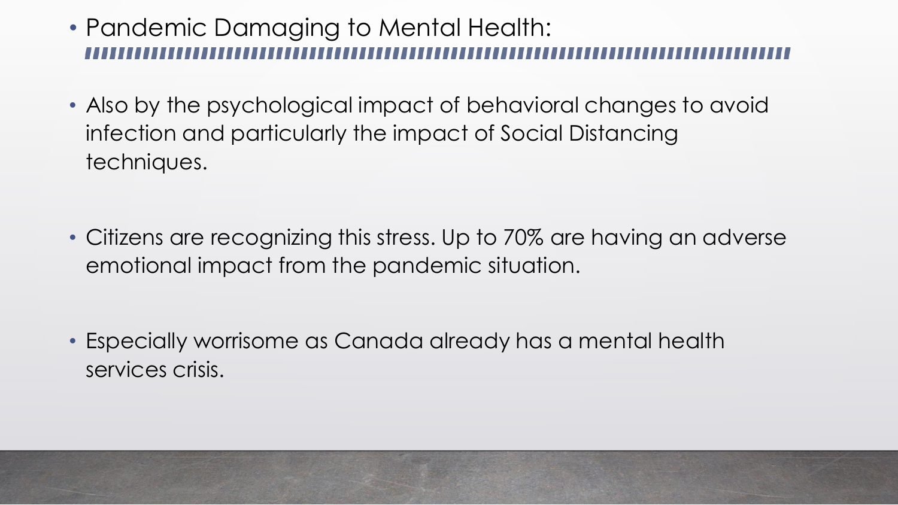- Pandemic Damaging to Mental Health:

- Also by the psychological impact of behavioral changes to avoid infection and particularly the impact of Social Distancing techniques.

- Citizens are recognizing this stress. Up to 70% are having an adverse emotional impact from the pandemic situation.

- Especially worrisome as Canada already has a mental health services crisis.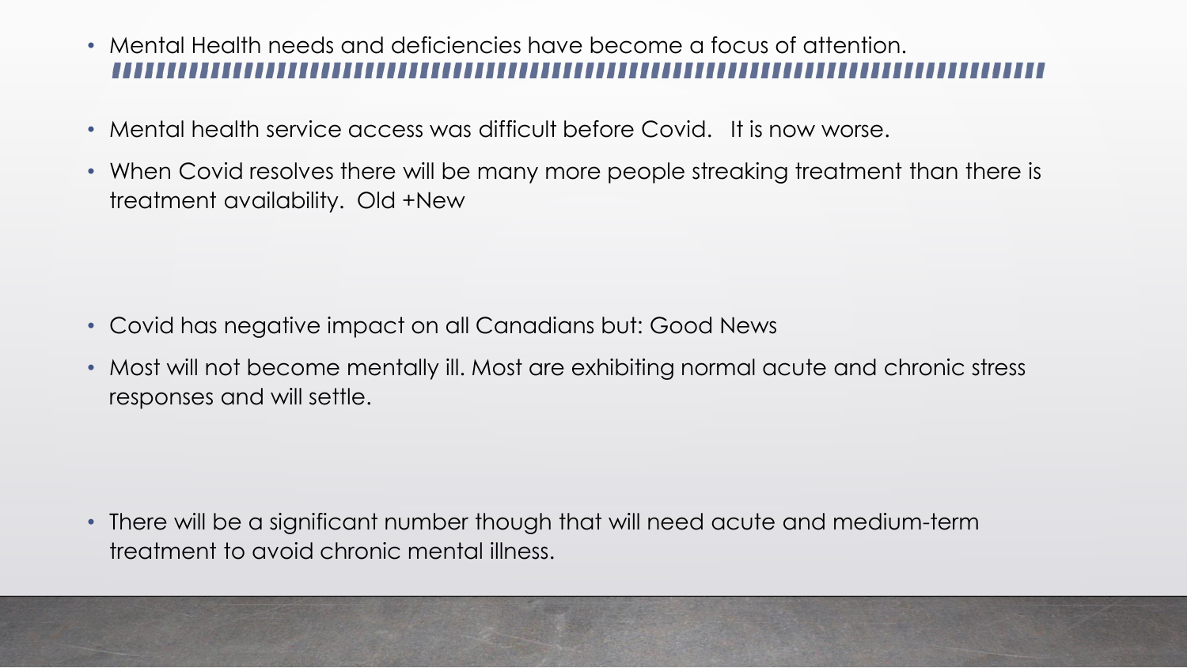- Mental Health needs and deficiencies have become a focus of attention.

- Mental health service access was difficult before Covid.   It is now worse.
- When Covid resolves there will be many more people streaking treatment than there is treatment availability.  Old +New

- Covid has negative impact on all Canadians but: Good News
- Most will not become mentally ill. Most are exhibiting normal acute and chronic stress responses and will settle.

- There will be a significant number though that will need acute and medium-term treatment to avoid chronic mental illness.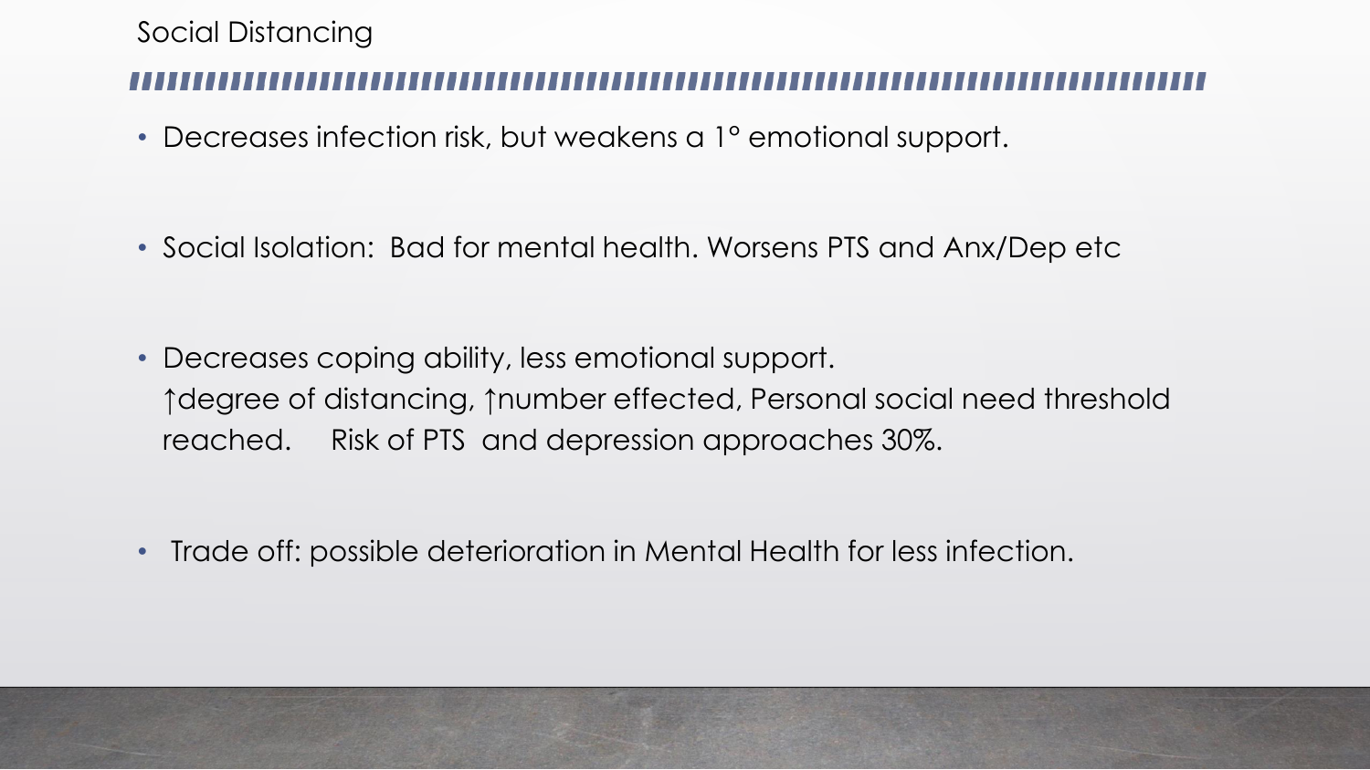# Social Distancing

- Decreases infection risk, but weakens a 1° emotional support.
- Social Isolation:  Bad for mental health. Worsens PTS and Anx/Dep etc
- Decreases coping ability, less emotional support.
  ↑degree of distancing, ↑number effected, Personal social need threshold reached.     Risk of PTS  and depression approaches 30%.
- Trade off: possible deterioration in Mental Health for less infection.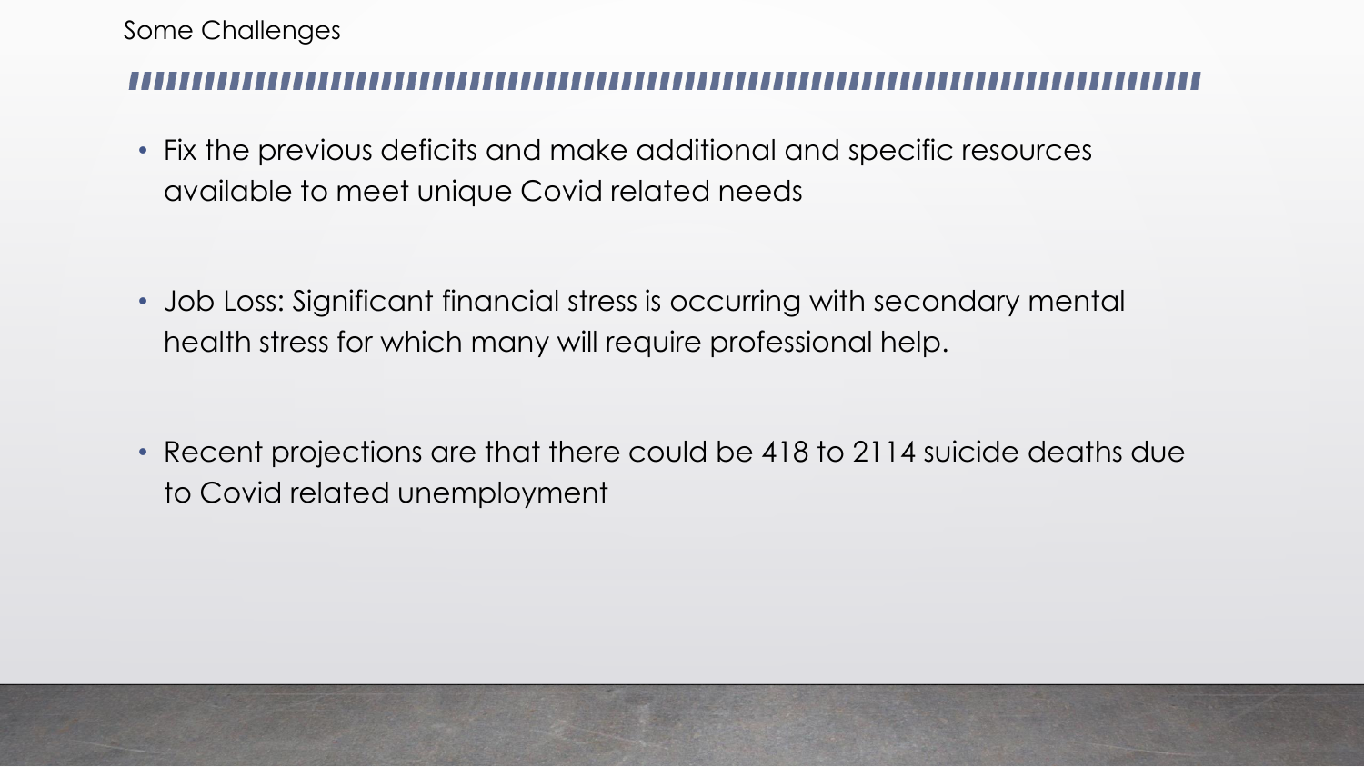## Some Challenges

- Fix the previous deficits and make additional and specific resources available to meet unique Covid related needs

- Job Loss: Significant financial stress is occurring with secondary mental health stress for which many will require professional help.

- Recent projections are that there could be 418 to 2114 suicide deaths due to Covid related unemployment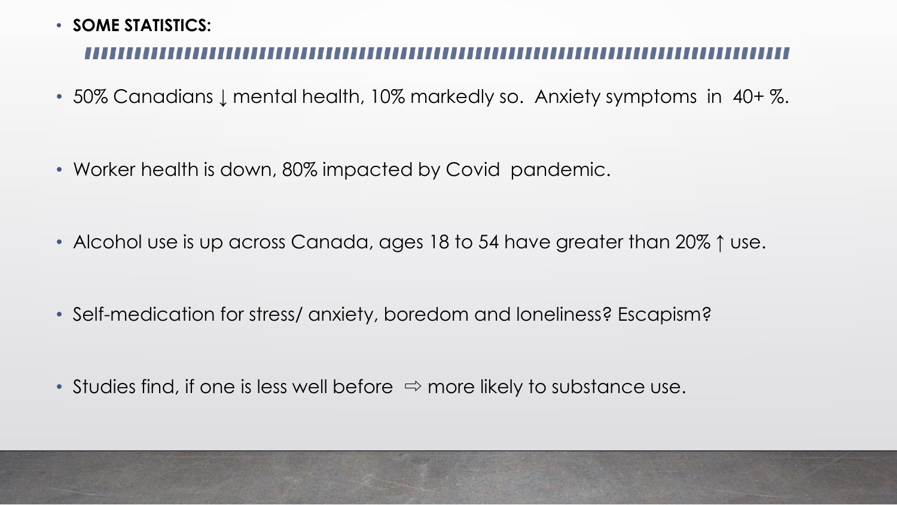- **SOME STATISTICS:**

- 50% Canadians ↓ mental health, 10% markedly so. Anxiety symptoms in 40+ %.

- Worker health is down, 80% impacted by Covid pandemic.

- Alcohol use is up across Canada, ages 18 to 54 have greater than 20% ↑ use.

- Self-medication for stress/ anxiety, boredom and loneliness? Escapism?

- Studies find, if one is less well before ⇨ more likely to substance use.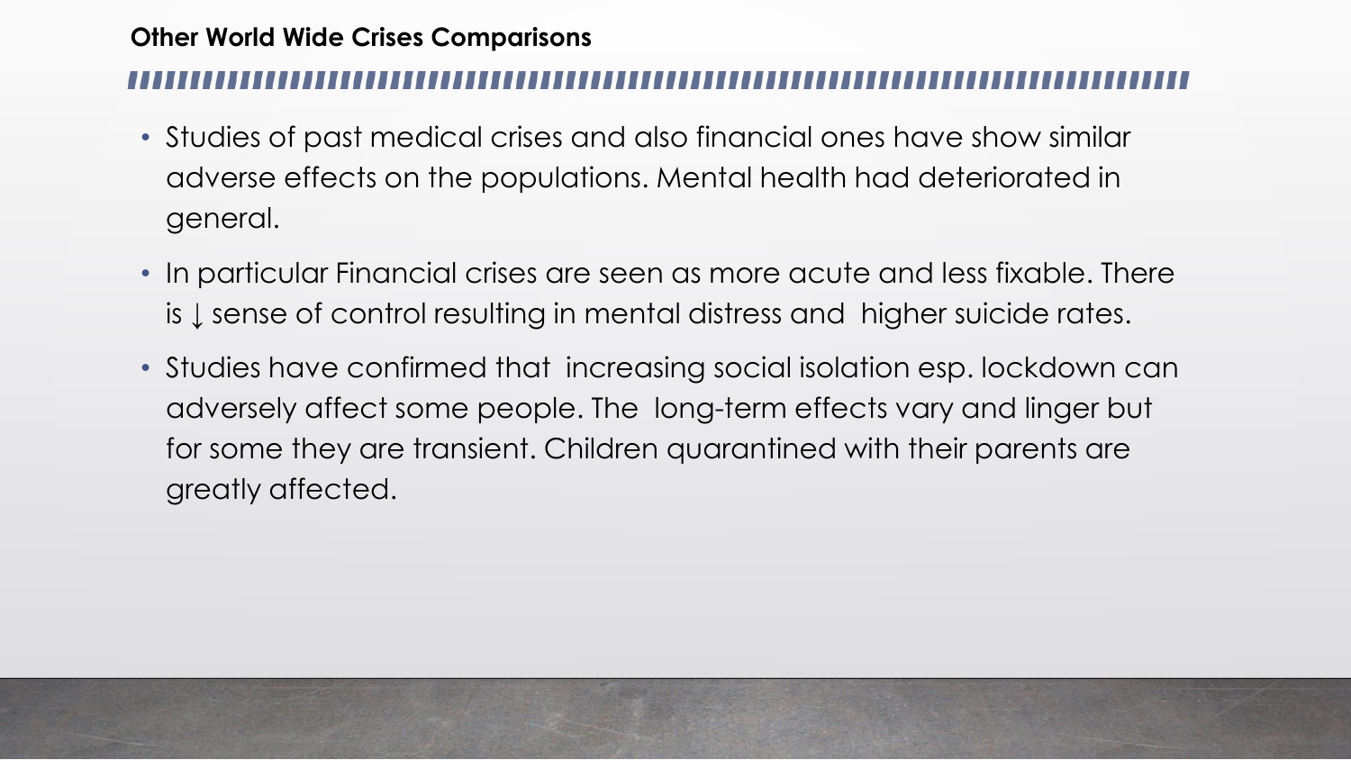## Other World Wide Crises Comparisons

- Studies of past medical crises and also financial ones have show similar adverse effects on the populations. Mental health had deteriorated in general.
- In particular Financial crises are seen as more acute and less fixable. There is ↓ sense of control resulting in mental distress and higher suicide rates.
- Studies have confirmed that increasing social isolation esp. lockdown can adversely affect some people. The long-term effects vary and linger but for some they are transient. Children quarantined with their parents are greatly affected.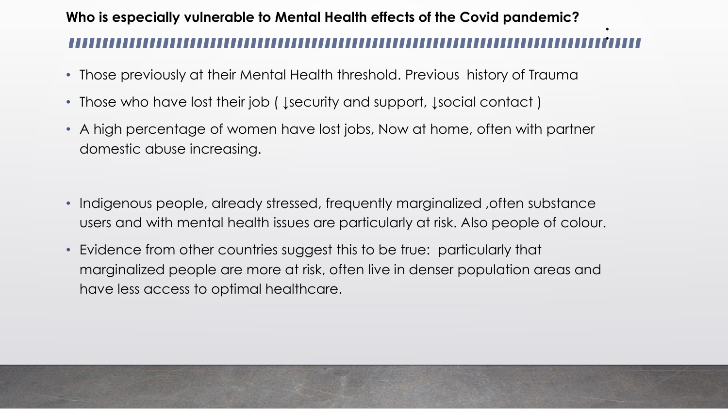## Who is especially vulnerable to Mental Health effects of the Covid pandemic?

- Those previously at their Mental Health threshold. Previous history of Trauma
- Those who have lost their job ( ↓security and support, ↓social contact )
- A high percentage of women have lost jobs, Now at home, often with partner domestic abuse increasing.

- Indigenous people, already stressed, frequently marginalized ,often substance users and with mental health issues are particularly at risk. Also people of colour.
- Evidence from other countries suggest this to be true: particularly that marginalized people are more at risk, often live in denser population areas and have less access to optimal healthcare.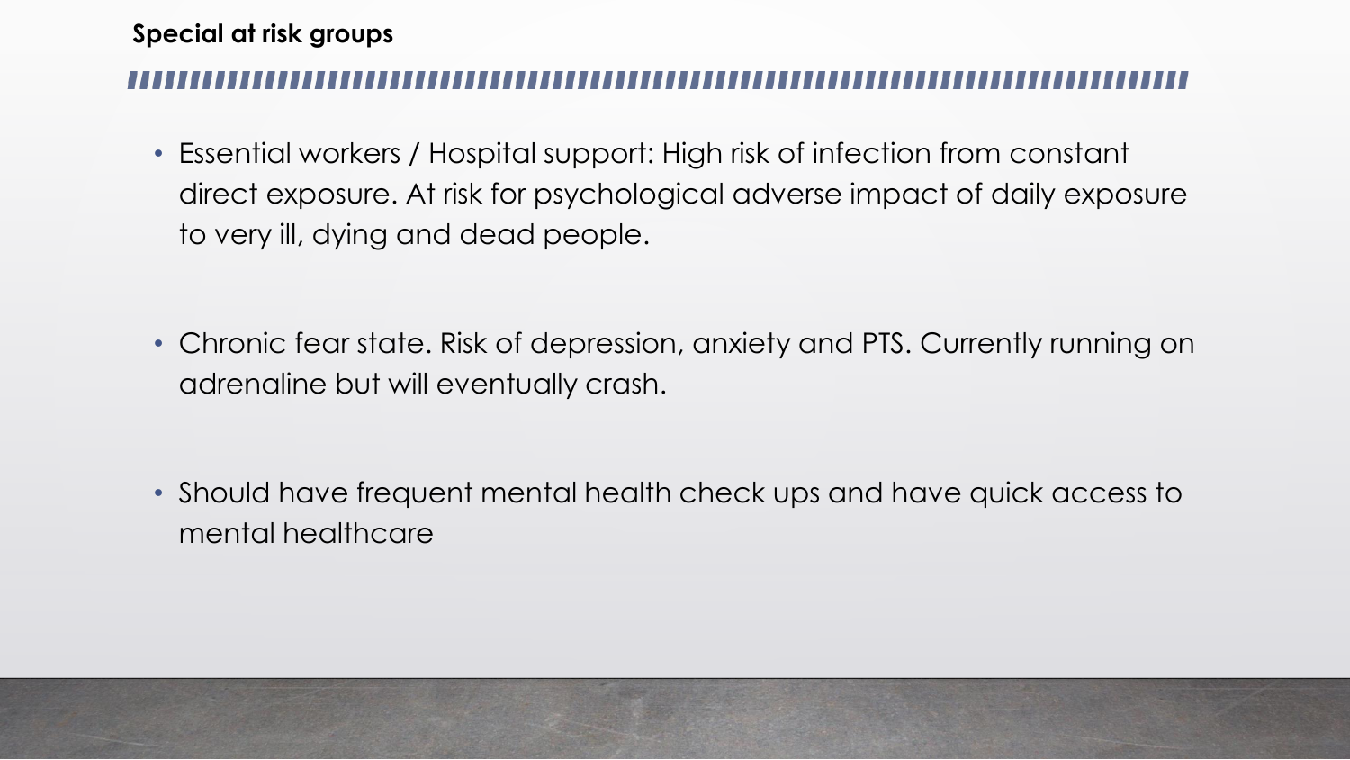## Special at risk groups

- Essential workers / Hospital support: High risk of infection from constant direct exposure. At risk for psychological adverse impact of daily exposure to very ill, dying and dead people.
- Chronic fear state. Risk of depression, anxiety and PTS. Currently running on adrenaline but will eventually crash.
- Should have frequent mental health check ups and have quick access to mental healthcare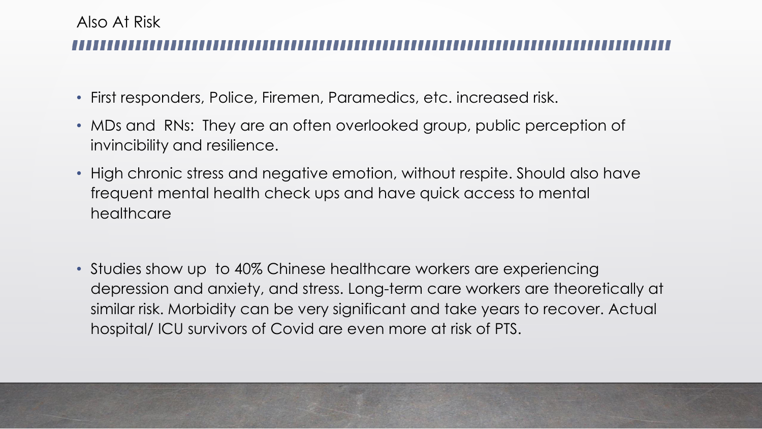## Also At Risk

- First responders, Police, Firemen, Paramedics, etc. increased risk.
- MDs and RNs: They are an often overlooked group, public perception of invincibility and resilience.
- High chronic stress and negative emotion, without respite. Should also have frequent mental health check ups and have quick access to mental healthcare
- Studies show up to 40% Chinese healthcare workers are experiencing depression and anxiety, and stress. Long-term care workers are theoretically at similar risk. Morbidity can be very significant and take years to recover. Actual hospital/ ICU survivors of Covid are even more at risk of PTS.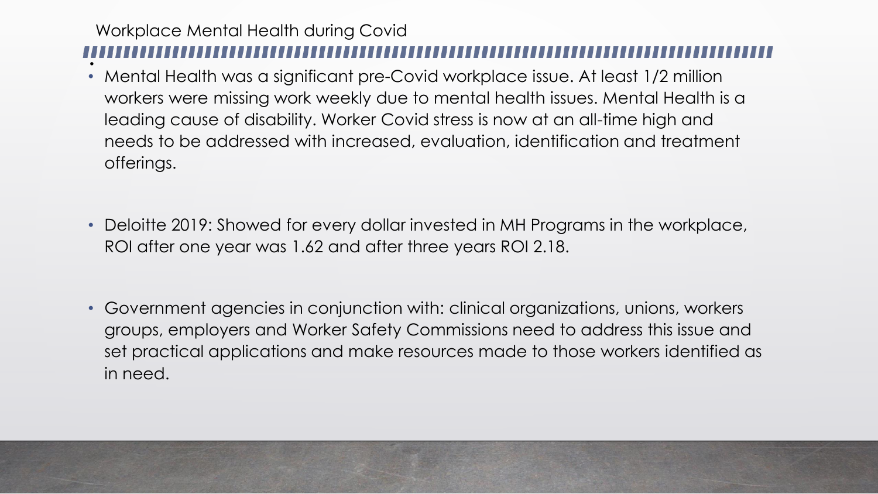# Workplace Mental Health during Covid

- Mental Health was a significant pre-Covid workplace issue. At least 1/2 million workers were missing work weekly due to mental health issues. Mental Health is a leading cause of disability. Worker Covid stress is now at an all-time high and needs to be addressed with increased, evaluation, identification and treatment offerings.

- Deloitte 2019: Showed for every dollar invested in MH Programs in the workplace, ROI after one year was 1.62 and after three years ROI 2.18.

- Government agencies in conjunction with: clinical organizations, unions, workers groups, employers and Worker Safety Commissions need to address this issue and set practical applications and make resources made to those workers identified as in need.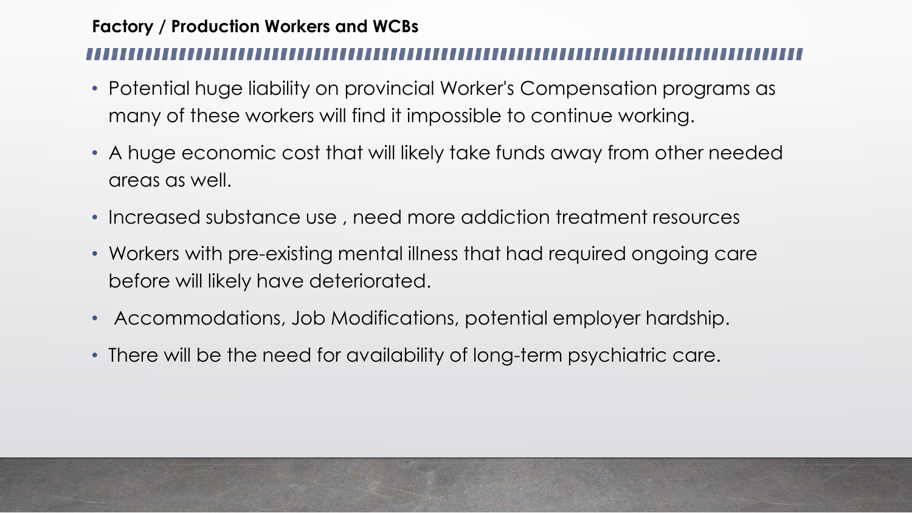## Factory / Production Workers and WCBs

- Potential huge liability on provincial Worker's Compensation programs as many of these workers will find it impossible to continue working.
- A huge economic cost that will likely take funds away from other needed areas as well.
- Increased substance use , need more addiction treatment resources
- Workers with pre-existing mental illness that had required ongoing care before will likely have deteriorated.
- Accommodations, Job Modifications, potential employer hardship.
- There will be the need for availability of long-term psychiatric care.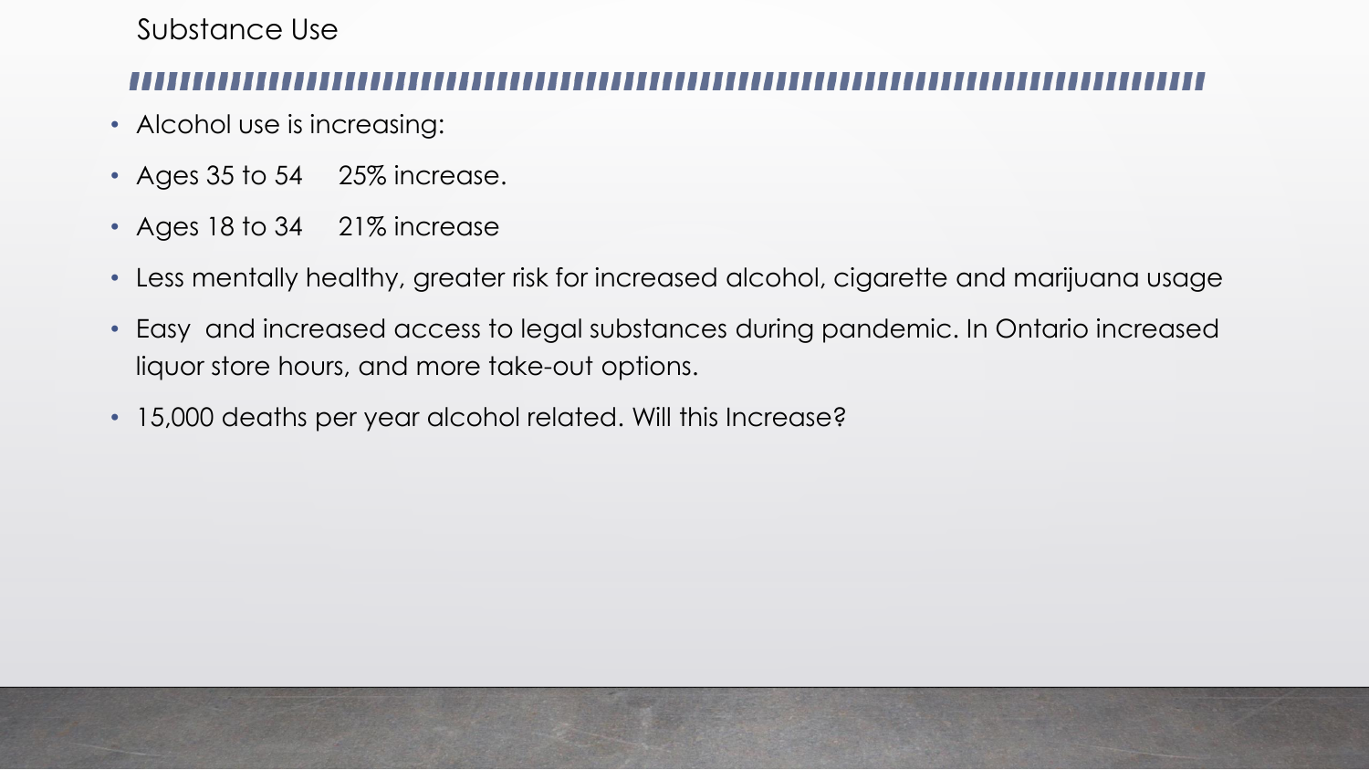# Substance Use

- Alcohol use is increasing:
- Ages 35 to 54     25% increase.
- Ages 18 to 34     21% increase
- Less mentally healthy, greater risk for increased alcohol, cigarette and marijuana usage
- Easy  and increased access to legal substances during pandemic. In Ontario increased liquor store hours, and more take-out options.
- 15,000 deaths per year alcohol related. Will this Increase?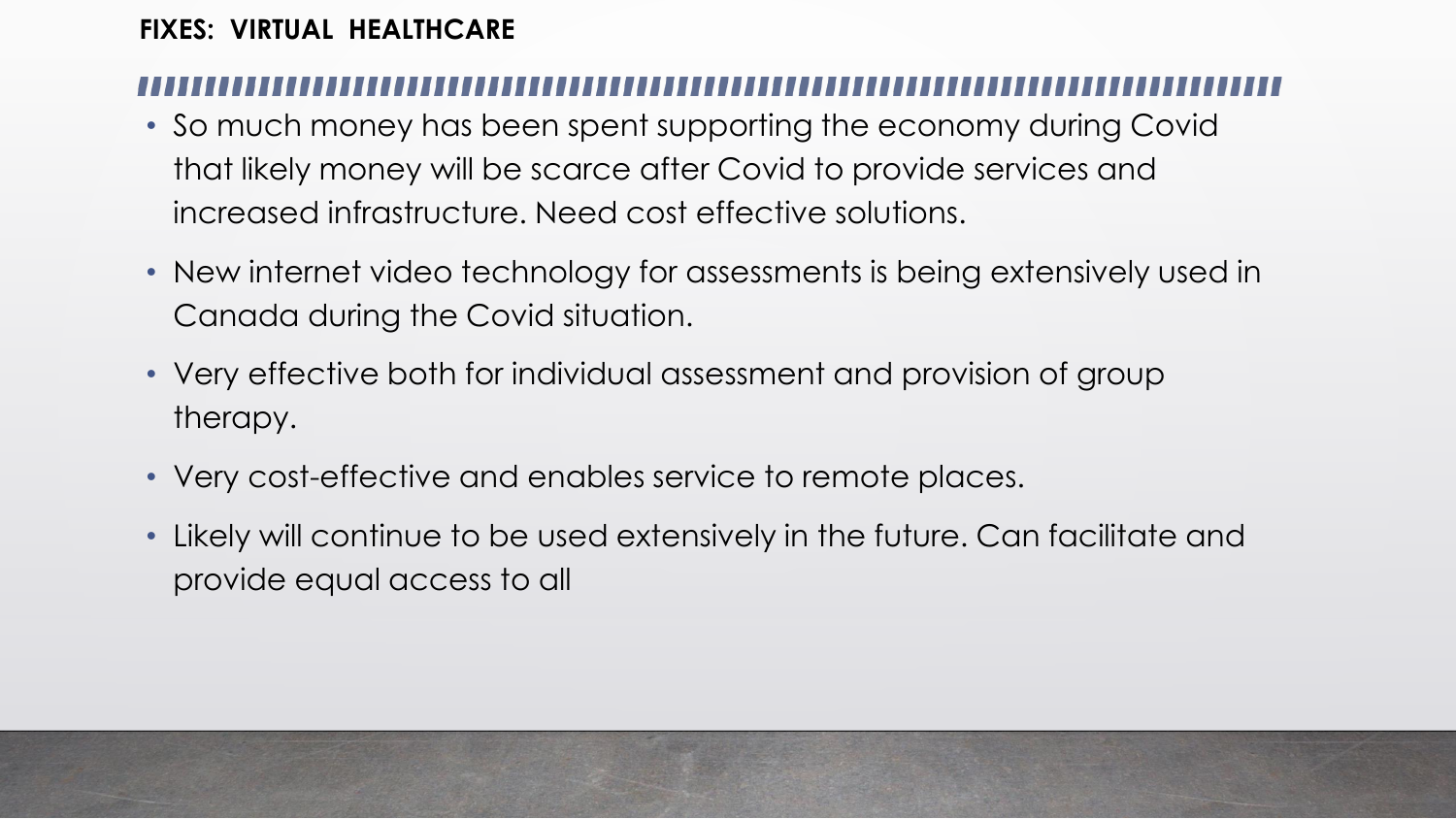## FIXES: VIRTUAL HEALTHCARE

- So much money has been spent supporting the economy during Covid that likely money will be scarce after Covid to provide services and increased infrastructure. Need cost effective solutions.
- New internet video technology for assessments is being extensively used in Canada during the Covid situation.
- Very effective both for individual assessment and provision of group therapy.
- Very cost-effective and enables service to remote places.
- Likely will continue to be used extensively in the future. Can facilitate and provide equal access to all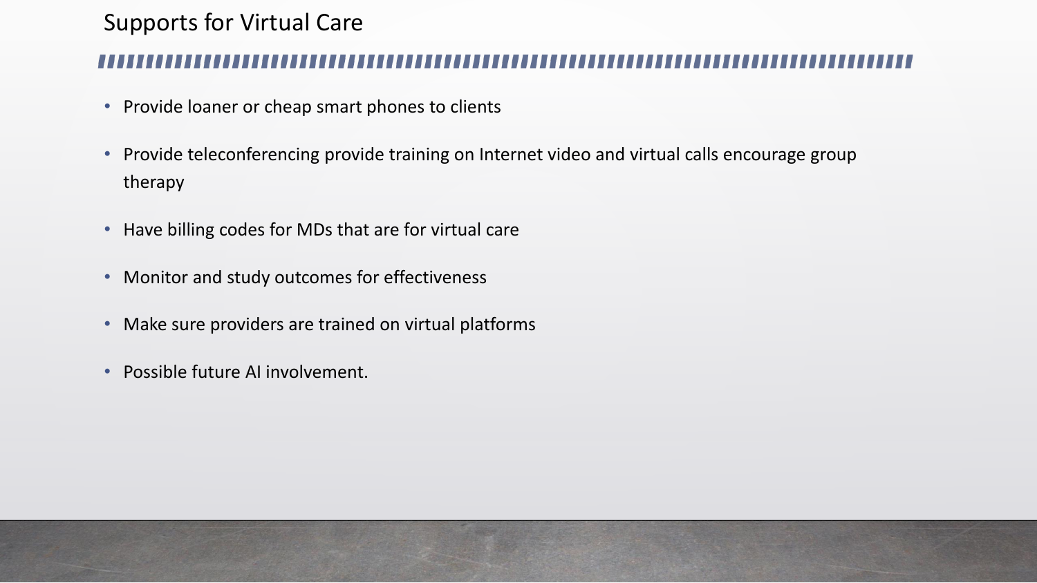# Supports for Virtual Care

- Provide loaner or cheap smart phones to clients
- Provide teleconferencing provide training on Internet video and virtual calls encourage group therapy
- Have billing codes for MDs that are for virtual care
- Monitor and study outcomes for effectiveness
- Make sure providers are trained on virtual platforms
- Possible future AI involvement.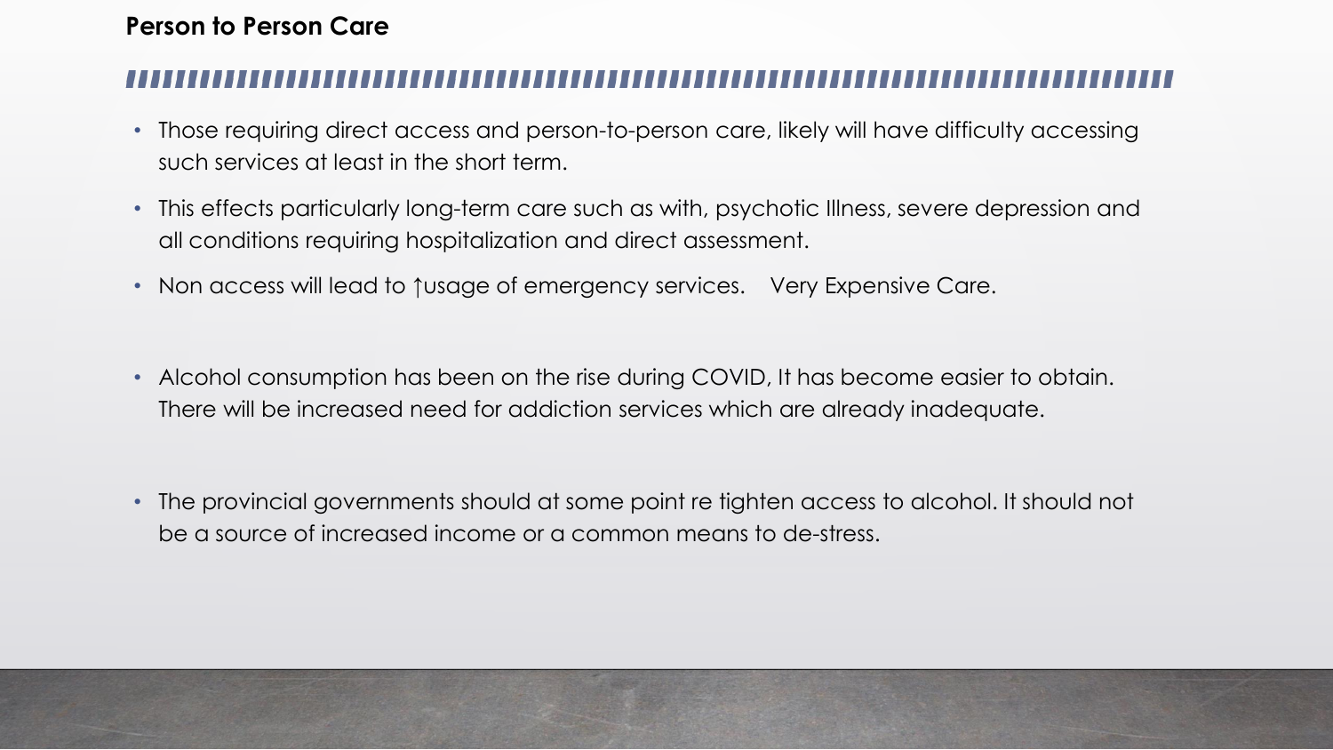## Person to Person Care

- Those requiring direct access and person-to-person care, likely will have difficulty accessing such services at least in the short term.
- This effects particularly long-term care such as with, psychotic Illness, severe depression and all conditions requiring hospitalization and direct assessment.
- Non access will lead to ↑usage of emergency services. Very Expensive Care.
- Alcohol consumption has been on the rise during COVID, It has become easier to obtain. There will be increased need for addiction services which are already inadequate.
- The provincial governments should at some point re tighten access to alcohol. It should not be a source of increased income or a common means to de-stress.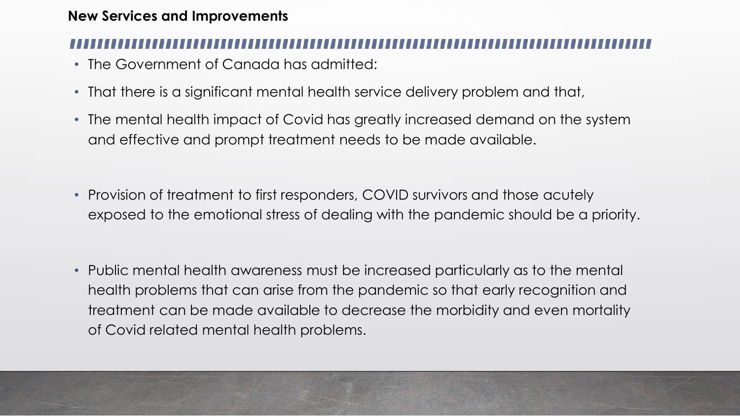## New Services and Improvements

- The Government of Canada has admitted:
- That there is a significant mental health service delivery problem and that,
- The mental health impact of Covid has greatly increased demand on the system and effective and prompt treatment needs to be made available.

- Provision of treatment to first responders, COVID survivors and those acutely exposed to the emotional stress of dealing with the pandemic should be a priority.

- Public mental health awareness must be increased particularly as to the mental health problems that can arise from the pandemic so that early recognition and treatment can be made available to decrease the morbidity and even mortality of Covid related mental health problems.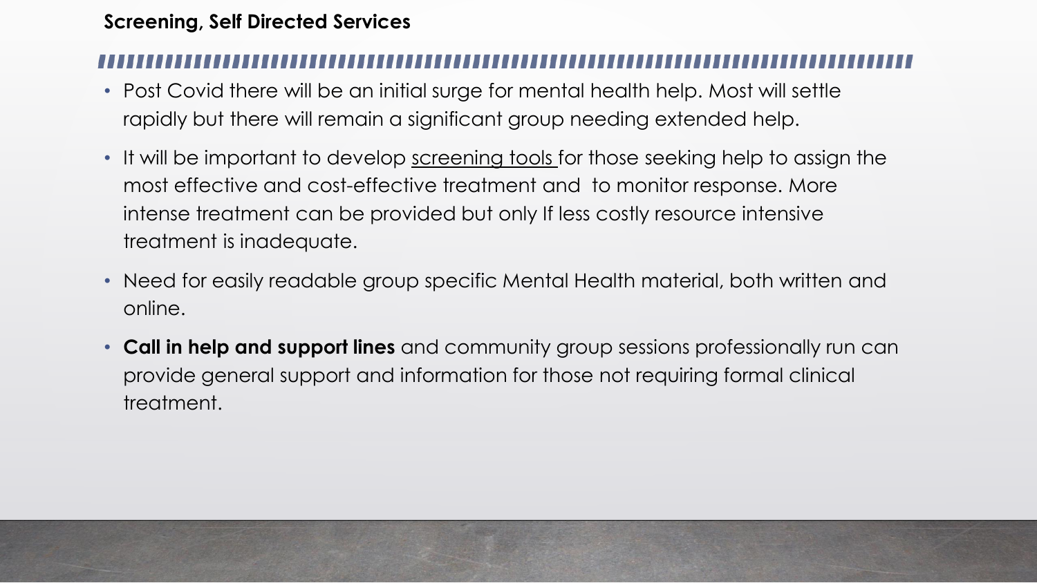## Screening, Self Directed Services

- Post Covid there will be an initial surge for mental health help. Most will settle rapidly but there will remain a significant group needing extended help.
- It will be important to develop <u>screening tools</u> for those seeking help to assign the most effective and cost-effective treatment and to monitor response. More intense treatment can be provided but only If less costly resource intensive treatment is inadequate.
- Need for easily readable group specific Mental Health material, both written and online.
- **Call in help and support lines** and community group sessions professionally run can provide general support and information for those not requiring formal clinical treatment.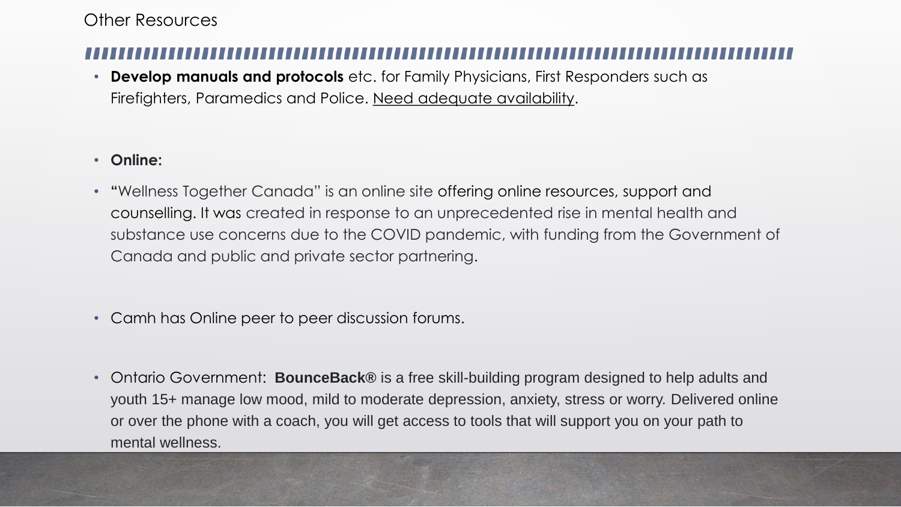# Other Resources

- **Develop manuals and protocols** etc. for Family Physicians, First Responders such as Firefighters, Paramedics and Police. Need adequate availability.

- **Online:**

- "Wellness Together Canada" is an online site offering online resources, support and counselling. It was created in response to an unprecedented rise in mental health and substance use concerns due to the COVID pandemic, with funding from the Government of Canada and public and private sector partnering.

- Camh has Online peer to peer discussion forums.

- Ontario Government: **BounceBack®** is a free skill-building program designed to help adults and youth 15+ manage low mood, mild to moderate depression, anxiety, stress or worry. Delivered online or over the phone with a coach, you will get access to tools that will support you on your path to mental wellness.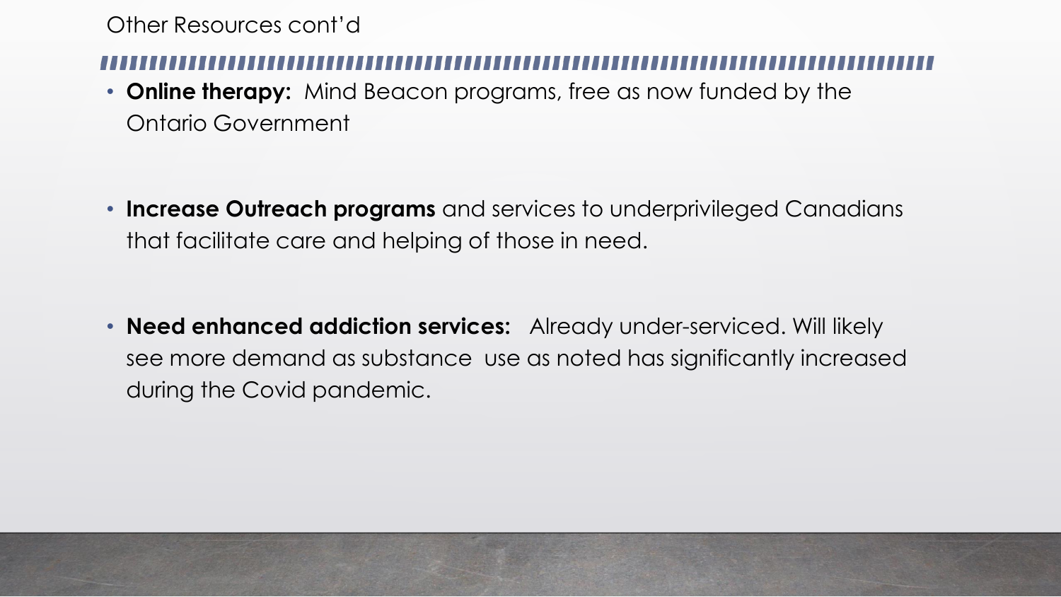## Other Resources cont'd

- **Online therapy:** Mind Beacon programs, free as now funded by the Ontario Government

- **Increase Outreach programs** and services to underprivileged Canadians that facilitate care and helping of those in need.

- **Need enhanced addiction services:** Already under-serviced. Will likely see more demand as substance use as noted has significantly increased during the Covid pandemic.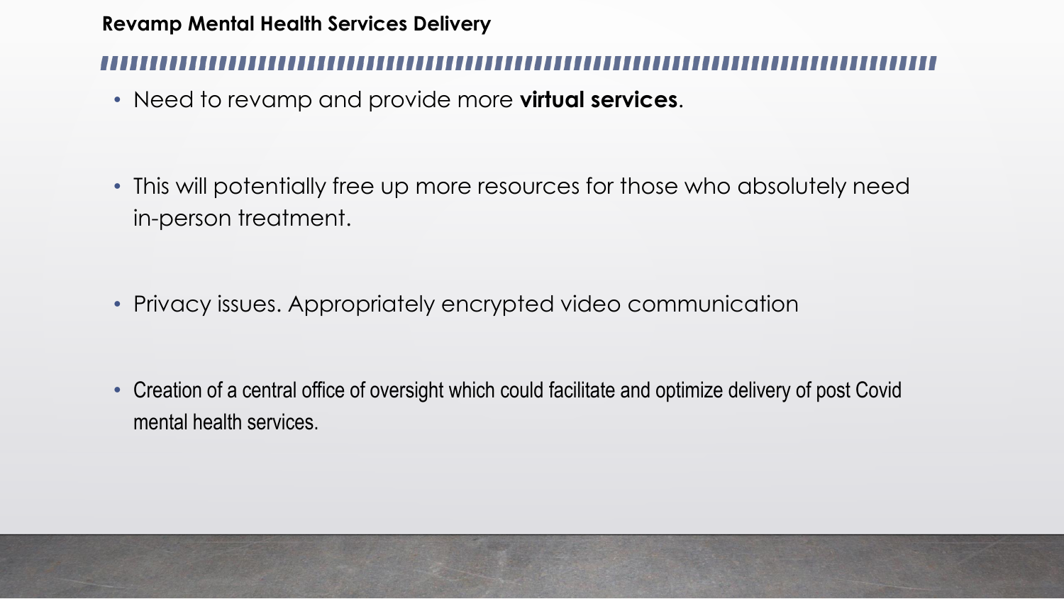## Revamp Mental Health Services Delivery

- Need to revamp and provide more **virtual services**.

- This will potentially free up more resources for those who absolutely need in-person treatment.

- Privacy issues. Appropriately encrypted video communication

- Creation of a central office of oversight which could facilitate and optimize delivery of post Covid mental health services.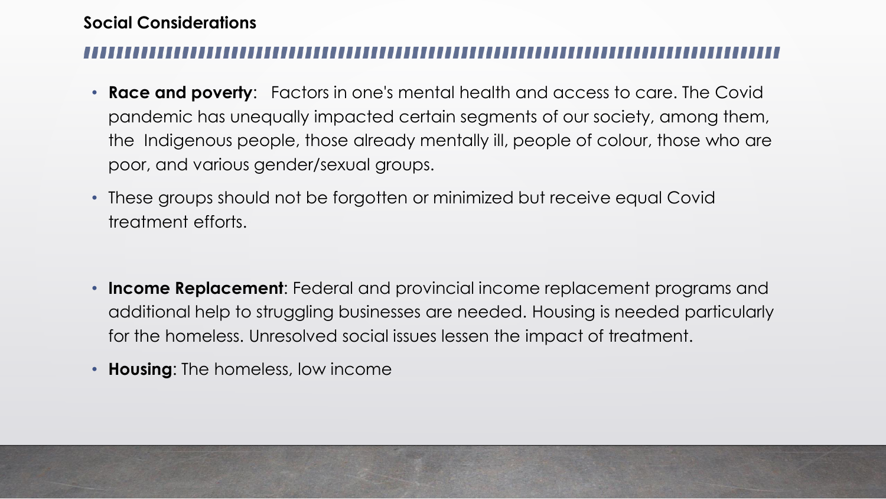## Social Considerations

- **Race and poverty**: Factors in one's mental health and access to care. The Covid pandemic has unequally impacted certain segments of our society, among them, the Indigenous people, those already mentally ill, people of colour, those who are poor, and various gender/sexual groups.
- These groups should not be forgotten or minimized but receive equal Covid treatment efforts.

- **Income Replacement**: Federal and provincial income replacement programs and additional help to struggling businesses are needed. Housing is needed particularly for the homeless. Unresolved social issues lessen the impact of treatment.
- **Housing**: The homeless, low income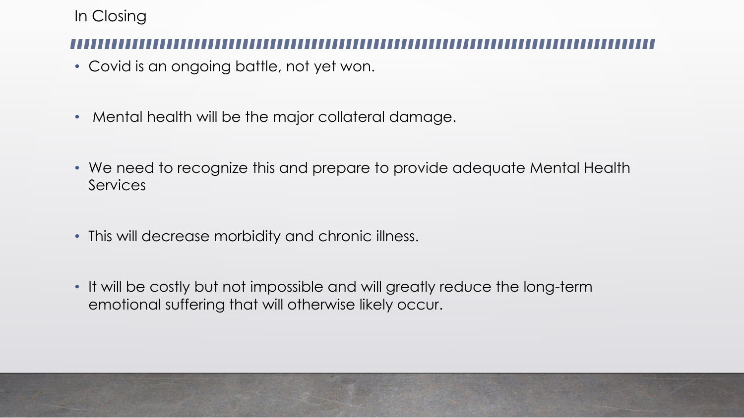# In Closing

- Covid is an ongoing battle, not yet won.
- Mental health will be the major collateral damage.
- We need to recognize this and prepare to provide adequate Mental Health Services
- This will decrease morbidity and chronic illness.
- It will be costly but not impossible and will greatly reduce the long-term emotional suffering that will otherwise likely occur.